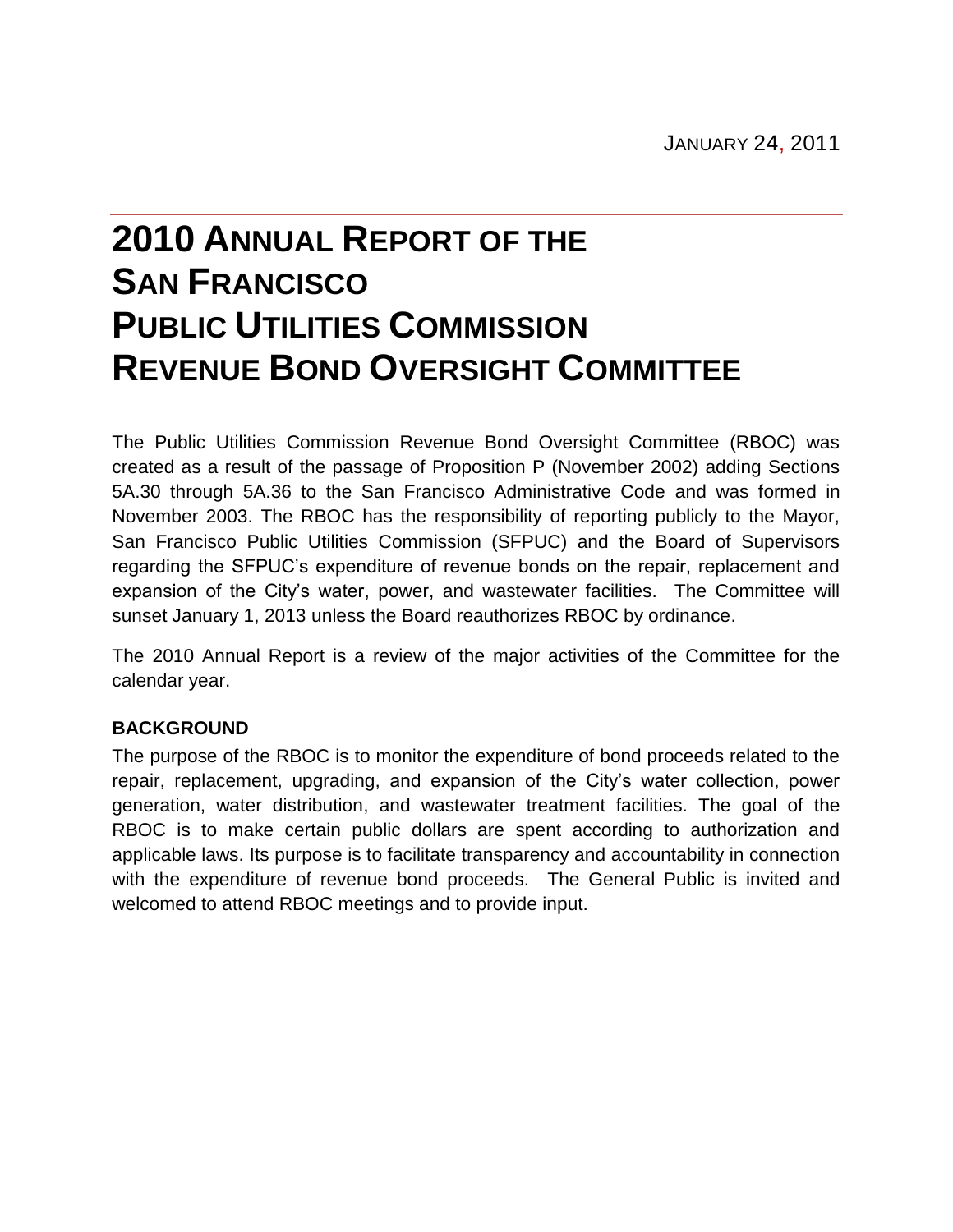January 24, 2011

# 2010 Annual Report of the San Francisco Public Utilities Commission Revenue Bond Oversight Committee

The Public Utilities Commission Revenue Bond Oversight Committee (RBOC) was created as a result of the passage of Proposition P (November 2002) adding Sections 5A.30 through 5A.36 to the San Francisco Administrative Code and was formed in November 2003. The RBOC has the responsibility of reporting publicly to the Mayor, San Francisco Public Utilities Commission (SFPUC) and the Board of Supervisors regarding the SFPUC's expenditure of revenue bonds on the repair, replacement and expansion of the City's water, power, and wastewater facilities. The Committee will sunset January 1, 2013 unless the Board reauthorizes RBOC by ordinance.

The 2010 Annual Report is a review of the major activities of the Committee for the calendar year.

## BACKGROUND

The purpose of the RBOC is to monitor the expenditure of bond proceeds related to the repair, replacement, upgrading, and expansion of the City's water collection, power generation, water distribution, and wastewater treatment facilities. The goal of the RBOC is to make certain public dollars are spent according to authorization and applicable laws. Its purpose is to facilitate transparency and accountability in connection with the expenditure of revenue bond proceeds. The General Public is invited and welcomed to attend RBOC meetings and to provide input.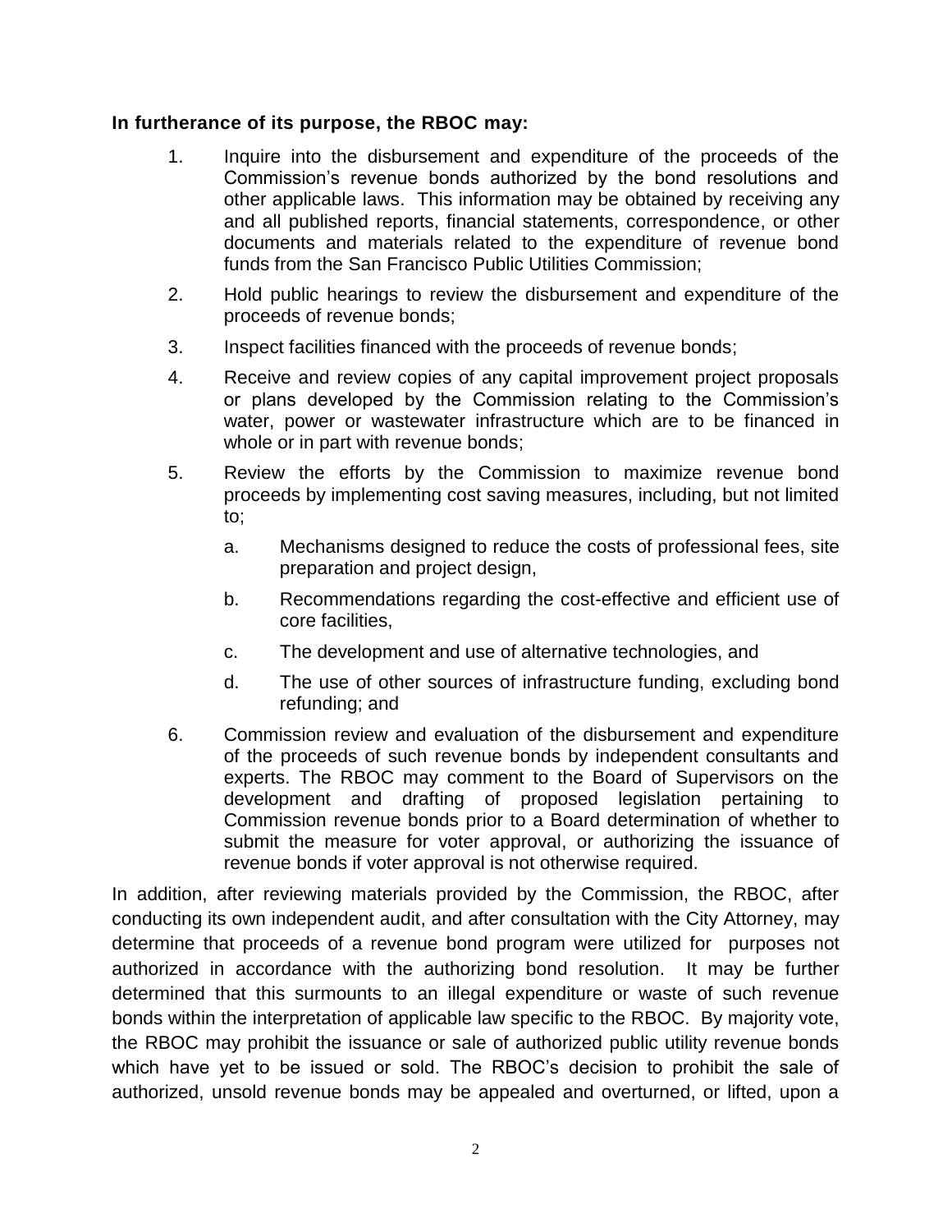**In furtherance of its purpose, the RBOC may:**

1. Inquire into the disbursement and expenditure of the proceeds of the Commission's revenue bonds authorized by the bond resolutions and other applicable laws. This information may be obtained by receiving any and all published reports, financial statements, correspondence, or other documents and materials related to the expenditure of revenue bond funds from the San Francisco Public Utilities Commission;
2. Hold public hearings to review the disbursement and expenditure of the proceeds of revenue bonds;
3. Inspect facilities financed with the proceeds of revenue bonds;
4. Receive and review copies of any capital improvement project proposals or plans developed by the Commission relating to the Commission's water, power or wastewater infrastructure which are to be financed in whole or in part with revenue bonds;
5. Review the efforts by the Commission to maximize revenue bond proceeds by implementing cost saving measures, including, but not limited to;
   a. Mechanisms designed to reduce the costs of professional fees, site preparation and project design,
   b. Recommendations regarding the cost-effective and efficient use of core facilities,
   c. The development and use of alternative technologies, and
   d. The use of other sources of infrastructure funding, excluding bond refunding; and
6. Commission review and evaluation of the disbursement and expenditure of the proceeds of such revenue bonds by independent consultants and experts. The RBOC may comment to the Board of Supervisors on the development and drafting of proposed legislation pertaining to Commission revenue bonds prior to a Board determination of whether to submit the measure for voter approval, or authorizing the issuance of revenue bonds if voter approval is not otherwise required.

In addition, after reviewing materials provided by the Commission, the RBOC, after conducting its own independent audit, and after consultation with the City Attorney, may determine that proceeds of a revenue bond program were utilized for purposes not authorized in accordance with the authorizing bond resolution. It may be further determined that this surmounts to an illegal expenditure or waste of such revenue bonds within the interpretation of applicable law specific to the RBOC. By majority vote, the RBOC may prohibit the issuance or sale of authorized public utility revenue bonds which have yet to be issued or sold. The RBOC's decision to prohibit the sale of authorized, unsold revenue bonds may be appealed and overturned, or lifted, upon a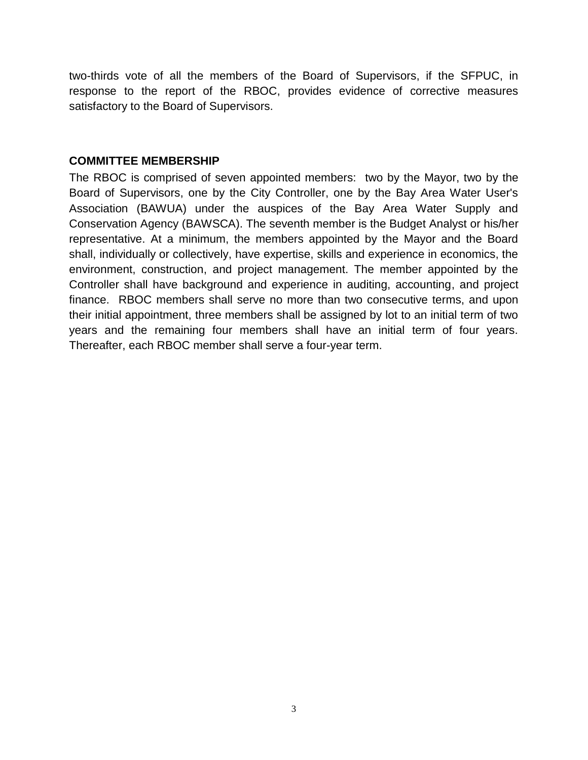two-thirds vote of all the members of the Board of Supervisors, if the SFPUC, in response to the report of the RBOC, provides evidence of corrective measures satisfactory to the Board of Supervisors.

**COMMITTEE MEMBERSHIP**

The RBOC is comprised of seven appointed members: two by the Mayor, two by the Board of Supervisors, one by the City Controller, one by the Bay Area Water User's Association (BAWUA) under the auspices of the Bay Area Water Supply and Conservation Agency (BAWSCA). The seventh member is the Budget Analyst or his/her representative. At a minimum, the members appointed by the Mayor and the Board shall, individually or collectively, have expertise, skills and experience in economics, the environment, construction, and project management. The member appointed by the Controller shall have background and experience in auditing, accounting, and project finance. RBOC members shall serve no more than two consecutive terms, and upon their initial appointment, three members shall be assigned by lot to an initial term of two years and the remaining four members shall have an initial term of four years. Thereafter, each RBOC member shall serve a four-year term.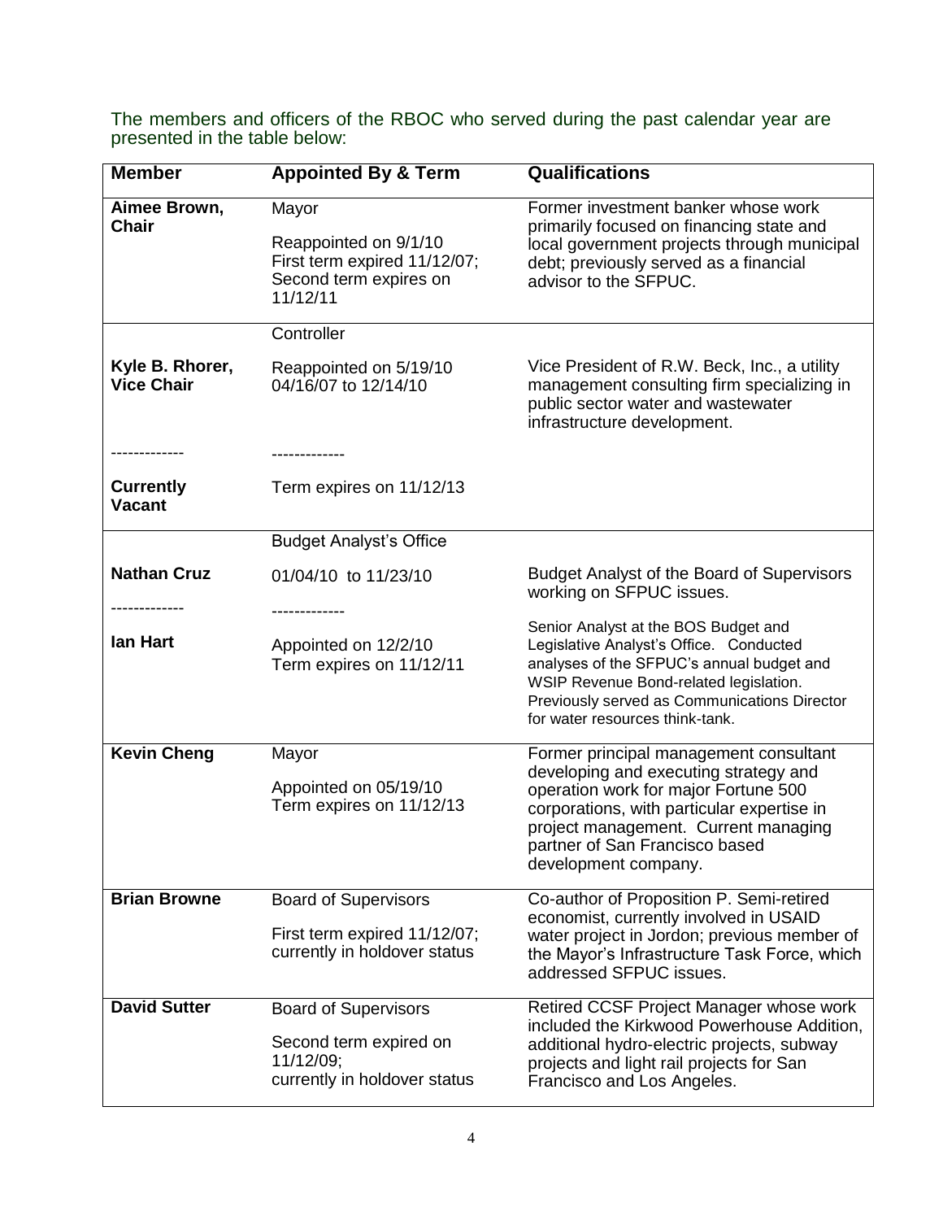The members and officers of the RBOC who served during the past calendar year are presented in the table below:

| Member | Appointed By & Term | Qualifications |
|---|---|---|
| **Aimee Brown, Chair** | Mayor<br>Reappointed on 9/1/10<br>First term expired 11/12/07;<br>Second term expires on 11/12/11 | Former investment banker whose work primarily focused on financing state and local government projects through municipal debt; previously served as a financial advisor to the SFPUC. |
| **Kyle B. Rhorer, Vice Chair**<br>-------------<br>**Currently Vacant** | Controller<br>Reappointed on 5/19/10<br>04/16/07 to 12/14/10<br>-------------<br>Term expires on 11/12/13 | Vice President of R.W. Beck, Inc., a utility management consulting firm specializing in public sector water and wastewater infrastructure development. |
| **Nathan Cruz**<br>-------------<br>**Ian Hart** | Budget Analyst's Office<br>01/04/10 to 11/23/10<br>-------------<br>Appointed on 12/2/10<br>Term expires on 11/12/11 | Budget Analyst of the Board of Supervisors working on SFPUC issues.<br>Senior Analyst at the BOS Budget and Legislative Analyst's Office. Conducted analyses of the SFPUC's annual budget and WSIP Revenue Bond-related legislation. Previously served as Communications Director for water resources think-tank. |
| **Kevin Cheng** | Mayor<br>Appointed on 05/19/10<br>Term expires on 11/12/13 | Former principal management consultant developing and executing strategy and operation work for major Fortune 500 corporations, with particular expertise in project management. Current managing partner of San Francisco based development company. |
| **Brian Browne** | Board of Supervisors<br>First term expired 11/12/07;<br>currently in holdover status | Co-author of Proposition P. Semi-retired economist, currently involved in USAID water project in Jordon; previous member of the Mayor's Infrastructure Task Force, which addressed SFPUC issues. |
| **David Sutter** | Board of Supervisors<br>Second term expired on 11/12/09;<br>currently in holdover status | Retired CCSF Project Manager whose work included the Kirkwood Powerhouse Addition, additional hydro-electric projects, subway projects and light rail projects for San Francisco and Los Angeles. |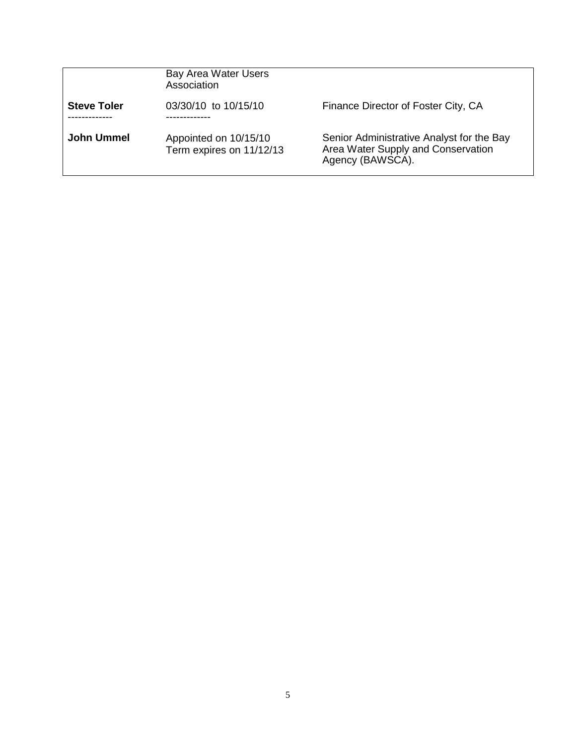| | | |
|---|---|---|
| | Bay Area Water Users Association | |
| **Steve Toler**<br>------------- | 03/30/10 to 10/15/10<br>------------- | Finance Director of Foster City, CA |
| **John Ummel** | Appointed on 10/15/10<br>Term expires on 11/12/13 | Senior Administrative Analyst for the Bay Area Water Supply and Conservation Agency (BAWSCA). |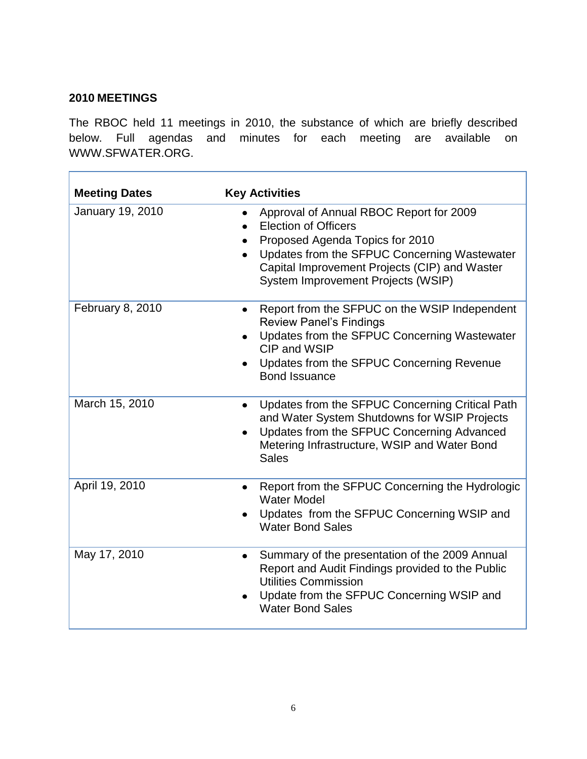## 2010 MEETINGS

The RBOC held 11 meetings in 2010, the substance of which are briefly described below. Full agendas and minutes for each meeting are available on WWW.SFWATER.ORG.

| Meeting Dates | Key Activities |
|---|---|
| January 19, 2010 | • Approval of Annual RBOC Report for 2009<br>• Election of Officers<br>• Proposed Agenda Topics for 2010<br>• Updates from the SFPUC Concerning Wastewater Capital Improvement Projects (CIP) and Waster System Improvement Projects (WSIP) |
| February 8, 2010 | • Report from the SFPUC on the WSIP Independent Review Panel's Findings<br>• Updates from the SFPUC Concerning Wastewater CIP and WSIP<br>• Updates from the SFPUC Concerning Revenue Bond Issuance |
| March 15, 2010 | • Updates from the SFPUC Concerning Critical Path and Water System Shutdowns for WSIP Projects<br>• Updates from the SFPUC Concerning Advanced Metering Infrastructure, WSIP and Water Bond Sales |
| April 19, 2010 | • Report from the SFPUC Concerning the Hydrologic Water Model<br>• Updates from the SFPUC Concerning WSIP and Water Bond Sales |
| May 17, 2010 | • Summary of the presentation of the 2009 Annual Report and Audit Findings provided to the Public Utilities Commission<br>• Update from the SFPUC Concerning WSIP and Water Bond Sales |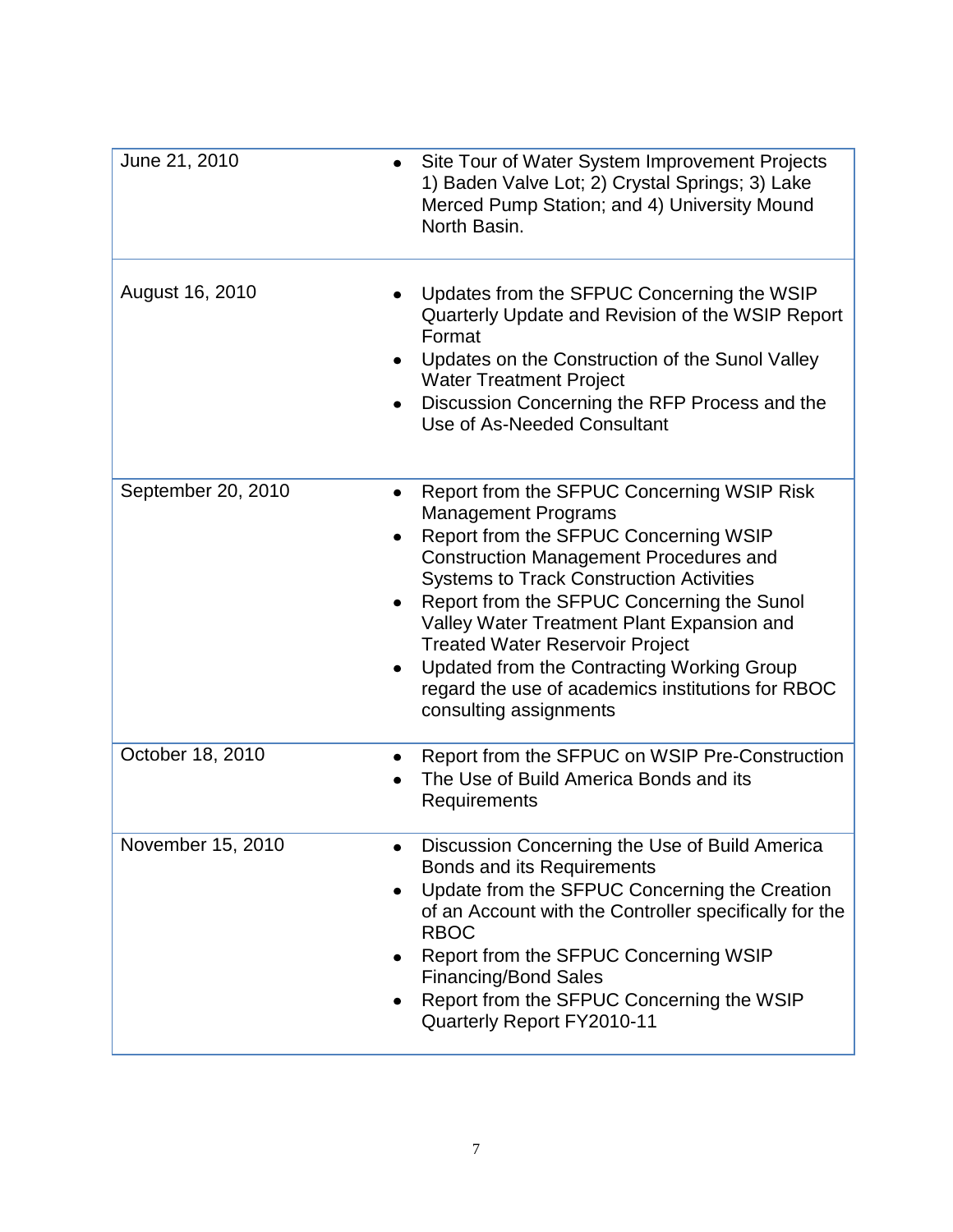| | |
|---|---|
| June 21, 2010 | • Site Tour of Water System Improvement Projects 1) Baden Valve Lot; 2) Crystal Springs; 3) Lake Merced Pump Station; and 4) University Mound North Basin. |
| August 16, 2010 | • Updates from the SFPUC Concerning the WSIP Quarterly Update and Revision of the WSIP Report Format<br>• Updates on the Construction of the Sunol Valley Water Treatment Project<br>• Discussion Concerning the RFP Process and the Use of As-Needed Consultant |
| September 20, 2010 | • Report from the SFPUC Concerning WSIP Risk Management Programs<br>• Report from the SFPUC Concerning WSIP Construction Management Procedures and Systems to Track Construction Activities<br>• Report from the SFPUC Concerning the Sunol Valley Water Treatment Plant Expansion and Treated Water Reservoir Project<br>• Updated from the Contracting Working Group regard the use of academics institutions for RBOC consulting assignments |
| October 18, 2010 | • Report from the SFPUC on WSIP Pre-Construction<br>• The Use of Build America Bonds and its Requirements |
| November 15, 2010 | • Discussion Concerning the Use of Build America Bonds and its Requirements<br>• Update from the SFPUC Concerning the Creation of an Account with the Controller specifically for the RBOC<br>• Report from the SFPUC Concerning WSIP Financing/Bond Sales<br>• Report from the SFPUC Concerning the WSIP Quarterly Report FY2010-11 |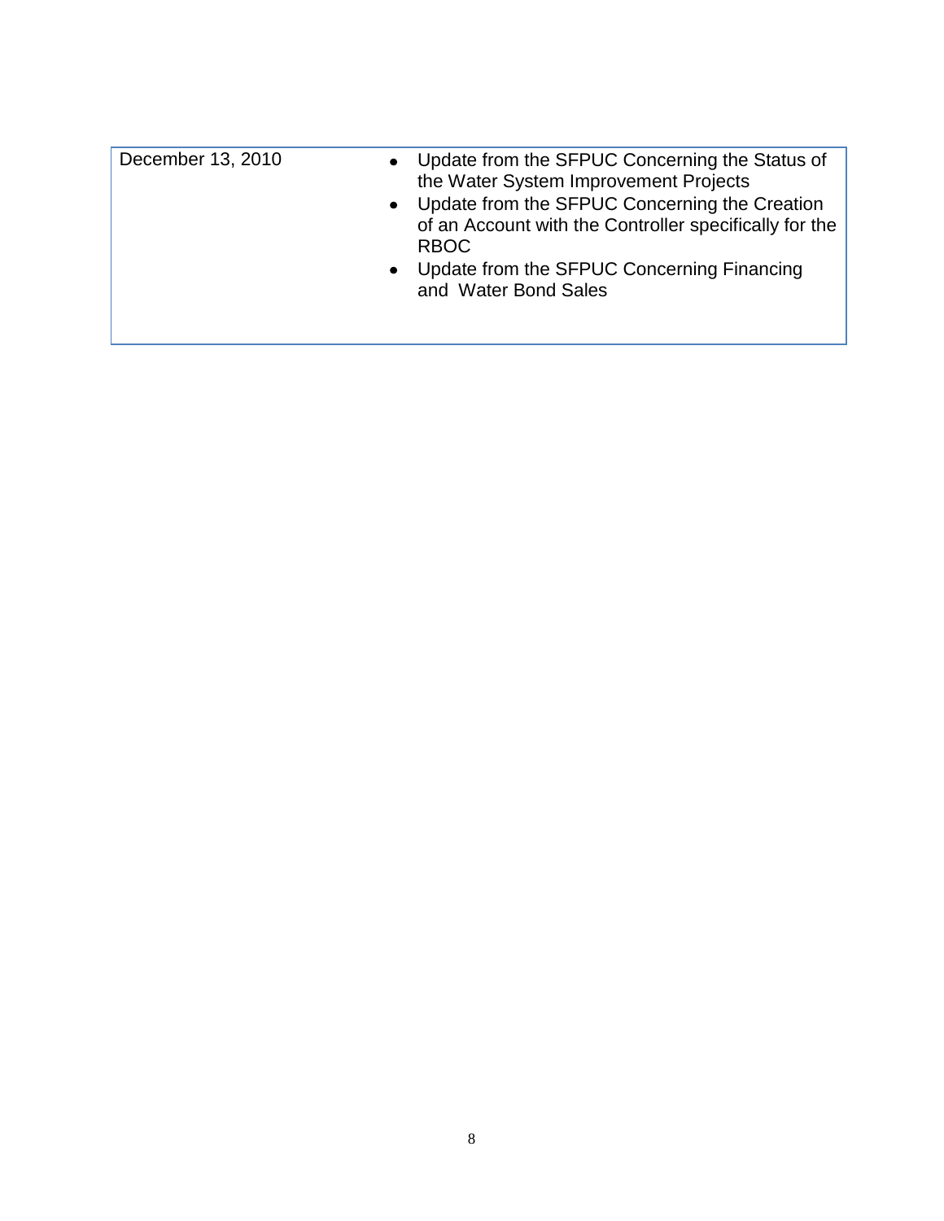| | |
|---|---|
| December 13, 2010 | • Update from the SFPUC Concerning the Status of the Water System Improvement Projects<br>• Update from the SFPUC Concerning the Creation of an Account with the Controller specifically for the RBOC<br>• Update from the SFPUC Concerning Financing and Water Bond Sales |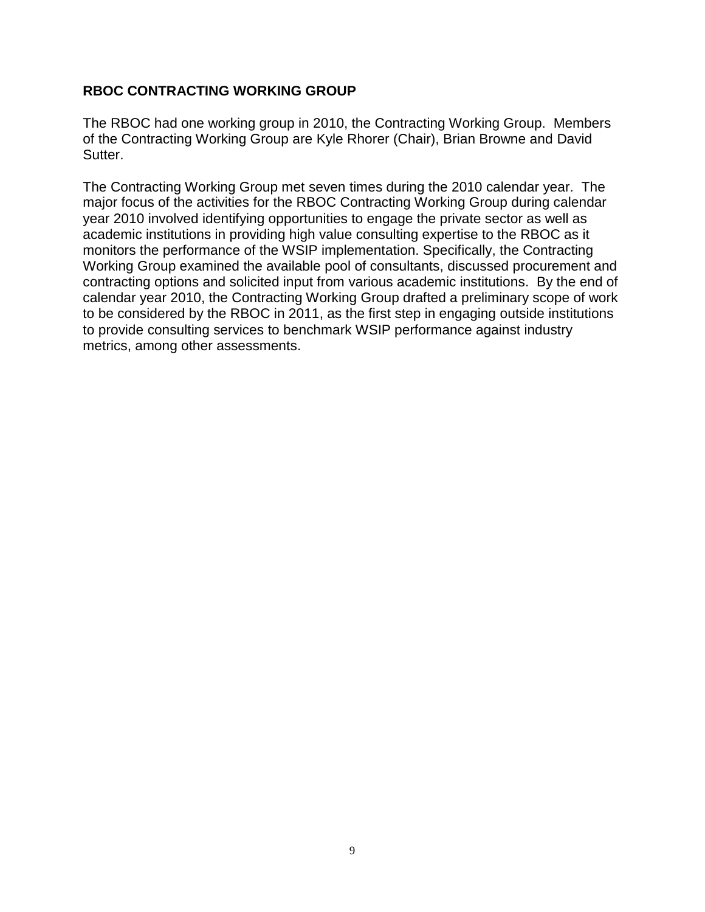## RBOC CONTRACTING WORKING GROUP

The RBOC had one working group in 2010, the Contracting Working Group. Members of the Contracting Working Group are Kyle Rhorer (Chair), Brian Browne and David Sutter.

The Contracting Working Group met seven times during the 2010 calendar year. The major focus of the activities for the RBOC Contracting Working Group during calendar year 2010 involved identifying opportunities to engage the private sector as well as academic institutions in providing high value consulting expertise to the RBOC as it monitors the performance of the WSIP implementation. Specifically, the Contracting Working Group examined the available pool of consultants, discussed procurement and contracting options and solicited input from various academic institutions. By the end of calendar year 2010, the Contracting Working Group drafted a preliminary scope of work to be considered by the RBOC in 2011, as the first step in engaging outside institutions to provide consulting services to benchmark WSIP performance against industry metrics, among other assessments.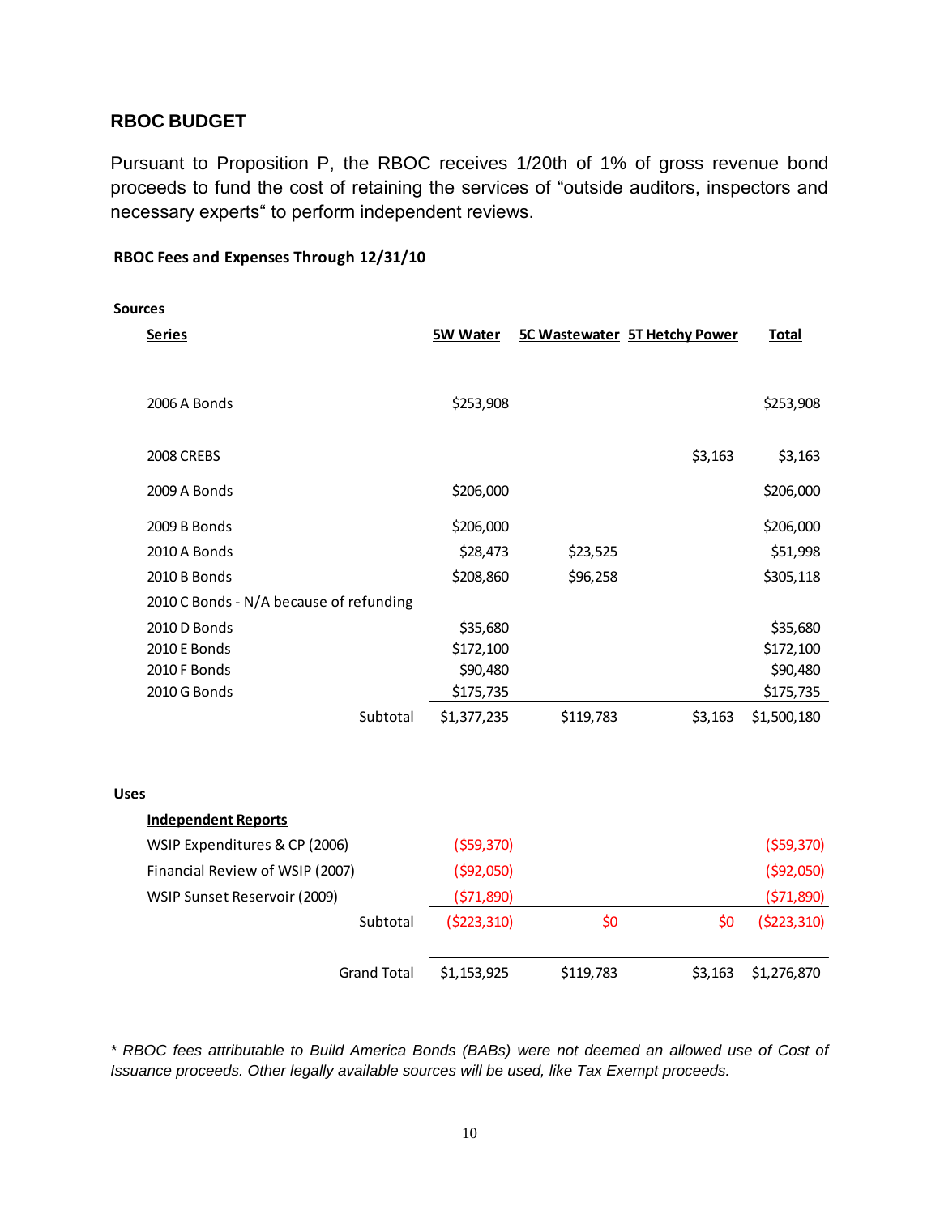## RBOC BUDGET

Pursuant to Proposition P, the RBOC receives 1/20th of 1% of gross revenue bond proceeds to fund the cost of retaining the services of "outside auditors, inspectors and necessary experts" to perform independent reviews.

**RBOC Fees and Expenses Through 12/31/10**

| **Sources** | | | | |
|---|---|---|---|---|
| **Series** | **5W Water** | **5C Wastewater** | **5T Hetchy Power** | **Total** |
| 2006 A Bonds | $253,908 | | | $253,908 |
| 2008 CREBS | | | $3,163 | $3,163 |
| 2009 A Bonds | $206,000 | | | $206,000 |
| 2009 B Bonds | $206,000 | | | $206,000 |
| 2010 A Bonds | $28,473 | $23,525 | | $51,998 |
| 2010 B Bonds | $208,860 | $96,258 | | $305,118 |
| 2010 C Bonds - N/A because of refunding | | | | |
| 2010 D Bonds | $35,680 | | | $35,680 |
| 2010 E Bonds | $172,100 | | | $172,100 |
| 2010 F Bonds | $90,480 | | | $90,480 |
| 2010 G Bonds | $175,735 | | | $175,735 |
| Subtotal | $1,377,235 | $119,783 | $3,163 | $1,500,180 |
| **Uses** | | | | |
| **Independent Reports** | | | | |
| WSIP Expenditures & CP (2006) | ($59,370) | | | ($59,370) |
| Financial Review of WSIP (2007) | ($92,050) | | | ($92,050) |
| WSIP Sunset Reservoir (2009) | ($71,890) | | | ($71,890) |
| Subtotal | ($223,310) | $0 | $0 | ($223,310) |
| Grand Total | $1,153,925 | $119,783 | $3,163 | $1,276,870 |

*\* RBOC fees attributable to Build America Bonds (BABs) were not deemed an allowed use of Cost of Issuance proceeds. Other legally available sources will be used, like Tax Exempt proceeds.*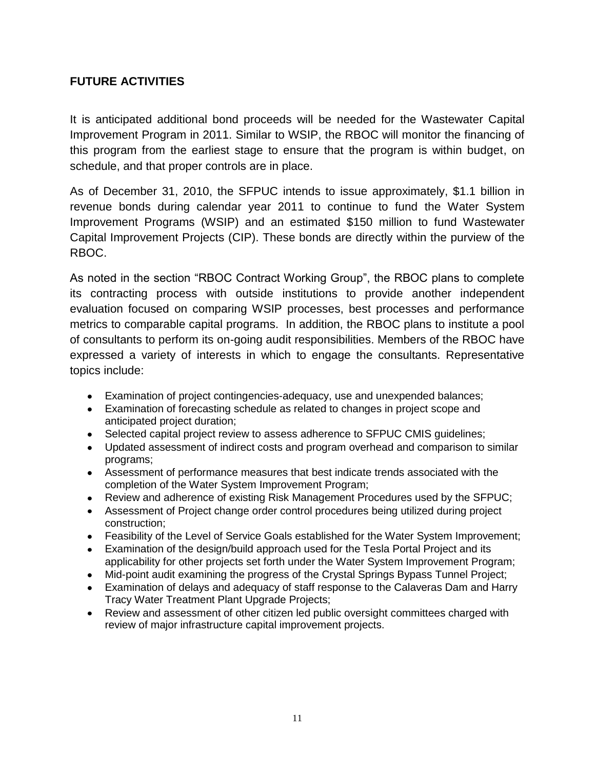## FUTURE ACTIVITIES

It is anticipated additional bond proceeds will be needed for the Wastewater Capital Improvement Program in 2011. Similar to WSIP, the RBOC will monitor the financing of this program from the earliest stage to ensure that the program is within budget, on schedule, and that proper controls are in place.

As of December 31, 2010, the SFPUC intends to issue approximately, $1.1 billion in revenue bonds during calendar year 2011 to continue to fund the Water System Improvement Programs (WSIP) and an estimated $150 million to fund Wastewater Capital Improvement Projects (CIP). These bonds are directly within the purview of the RBOC.

As noted in the section "RBOC Contract Working Group", the RBOC plans to complete its contracting process with outside institutions to provide another independent evaluation focused on comparing WSIP processes, best processes and performance metrics to comparable capital programs. In addition, the RBOC plans to institute a pool of consultants to perform its on-going audit responsibilities. Members of the RBOC have expressed a variety of interests in which to engage the consultants. Representative topics include:

- Examination of project contingencies-adequacy, use and unexpended balances;
- Examination of forecasting schedule as related to changes in project scope and anticipated project duration;
- Selected capital project review to assess adherence to SFPUC CMIS guidelines;
- Updated assessment of indirect costs and program overhead and comparison to similar programs;
- Assessment of performance measures that best indicate trends associated with the completion of the Water System Improvement Program;
- Review and adherence of existing Risk Management Procedures used by the SFPUC;
- Assessment of Project change order control procedures being utilized during project construction;
- Feasibility of the Level of Service Goals established for the Water System Improvement;
- Examination of the design/build approach used for the Tesla Portal Project and its applicability for other projects set forth under the Water System Improvement Program;
- Mid-point audit examining the progress of the Crystal Springs Bypass Tunnel Project;
- Examination of delays and adequacy of staff response to the Calaveras Dam and Harry Tracy Water Treatment Plant Upgrade Projects;
- Review and assessment of other citizen led public oversight committees charged with review of major infrastructure capital improvement projects.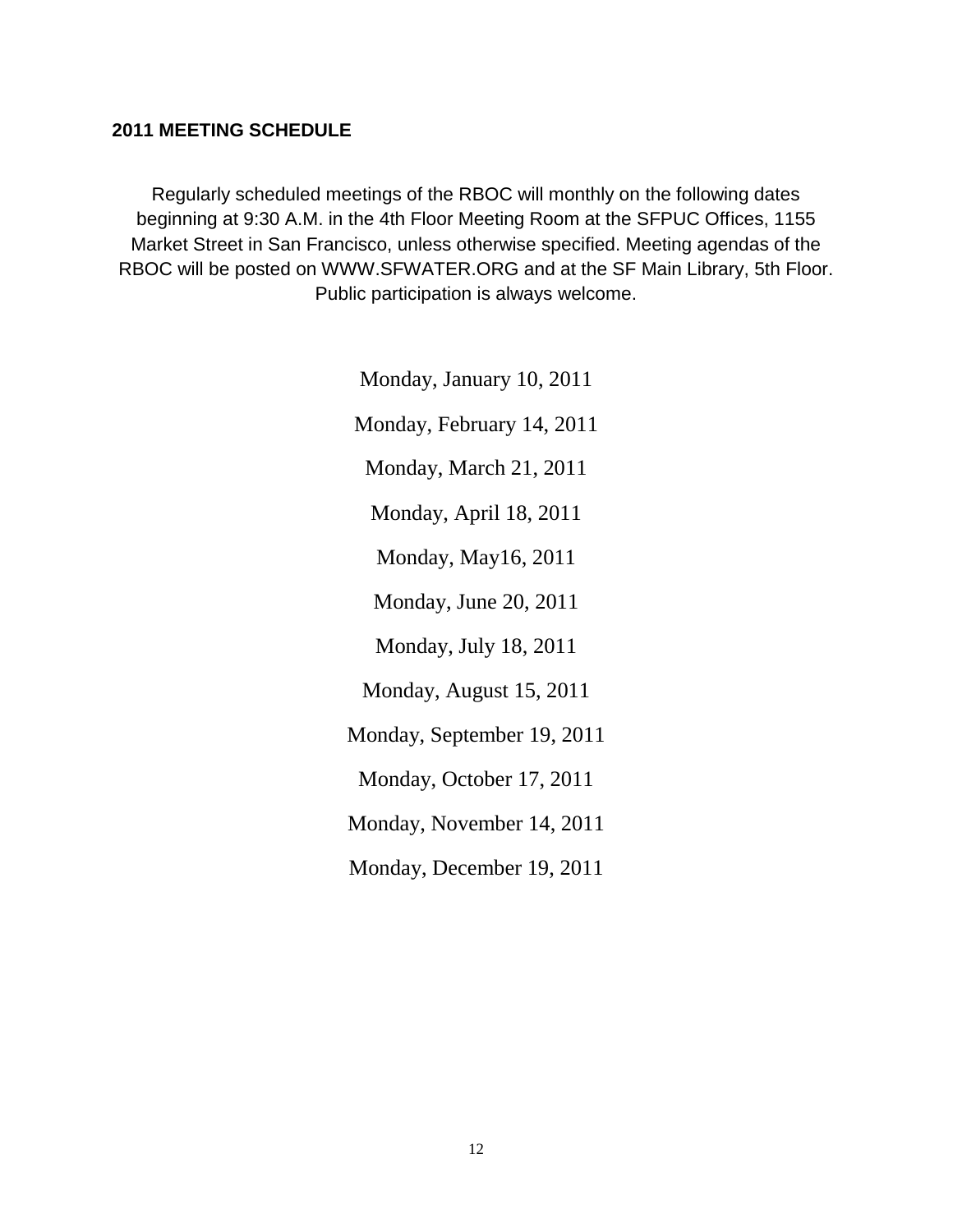## 2011 MEETING SCHEDULE

Regularly scheduled meetings of the RBOC will monthly on the following dates beginning at 9:30 A.M. in the 4th Floor Meeting Room at the SFPUC Offices, 1155 Market Street in San Francisco, unless otherwise specified. Meeting agendas of the RBOC will be posted on WWW.SFWATER.ORG and at the SF Main Library, 5th Floor. Public participation is always welcome.

Monday, January 10, 2011

Monday, February 14, 2011

Monday, March 21, 2011

Monday, April 18, 2011

Monday, May16, 2011

Monday, June 20, 2011

Monday, July 18, 2011

Monday, August 15, 2011

Monday, September 19, 2011

Monday, October 17, 2011

Monday, November 14, 2011

Monday, December 19, 2011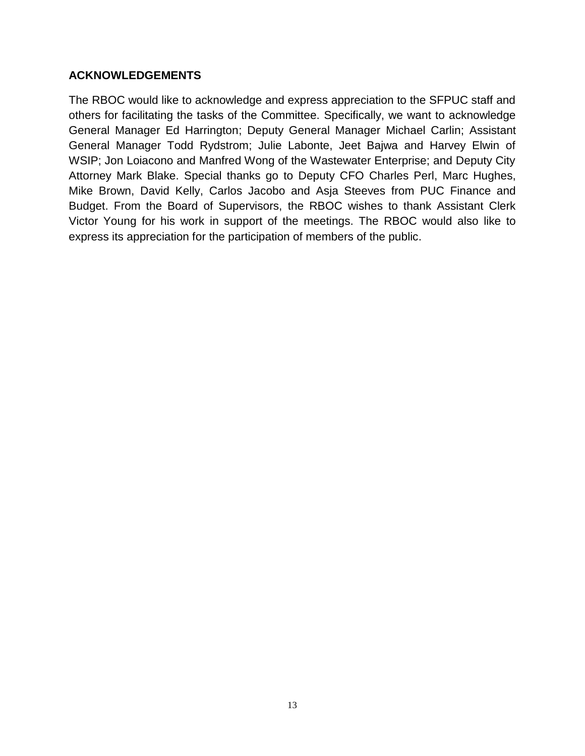## ACKNOWLEDGEMENTS

The RBOC would like to acknowledge and express appreciation to the SFPUC staff and others for facilitating the tasks of the Committee. Specifically, we want to acknowledge General Manager Ed Harrington; Deputy General Manager Michael Carlin; Assistant General Manager Todd Rydstrom; Julie Labonte, Jeet Bajwa and Harvey Elwin of WSIP; Jon Loiacono and Manfred Wong of the Wastewater Enterprise; and Deputy City Attorney Mark Blake. Special thanks go to Deputy CFO Charles Perl, Marc Hughes, Mike Brown, David Kelly, Carlos Jacobo and Asja Steeves from PUC Finance and Budget. From the Board of Supervisors, the RBOC wishes to thank Assistant Clerk Victor Young for his work in support of the meetings. The RBOC would also like to express its appreciation for the participation of members of the public.